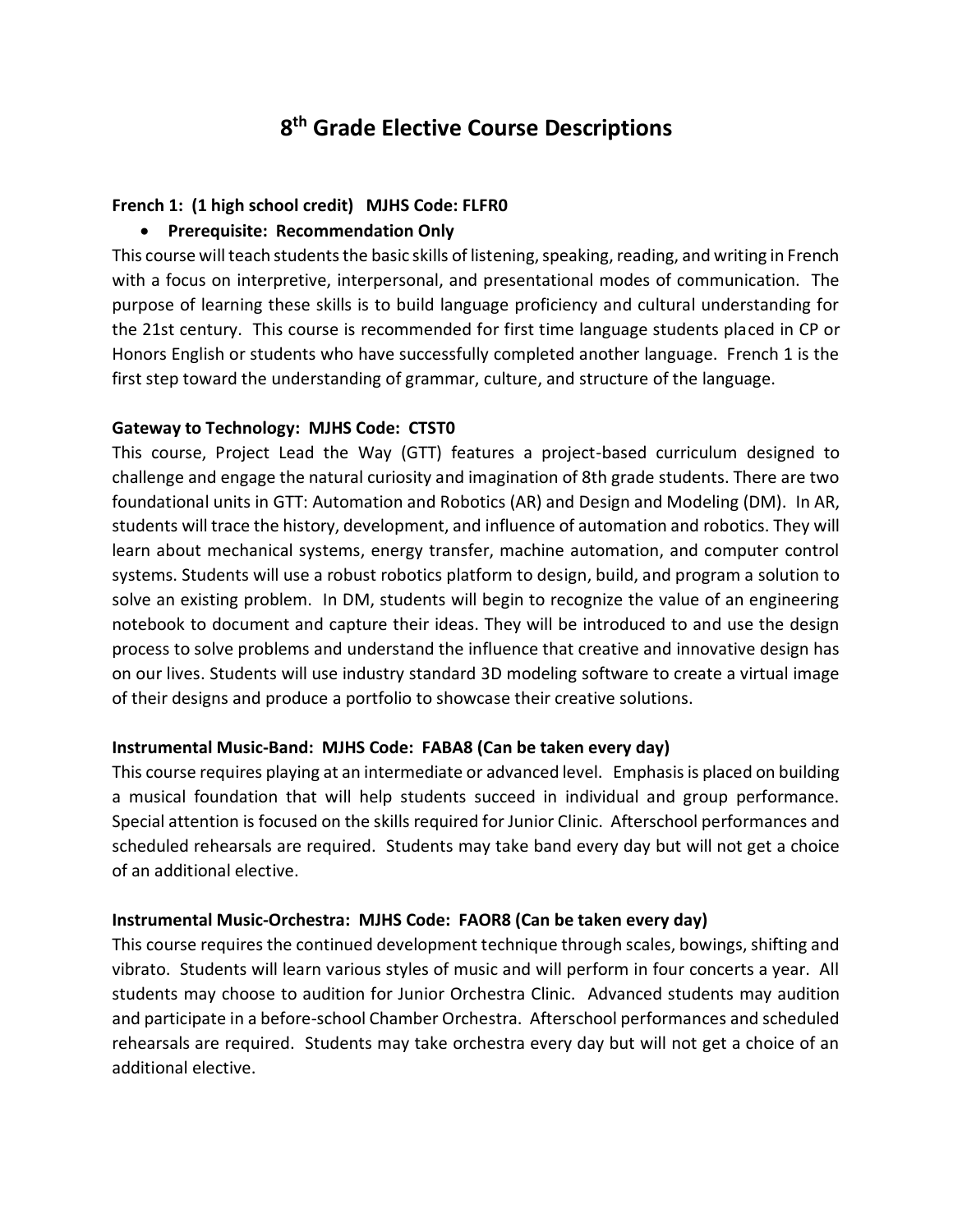# 8th Grade Elective Course Descriptions

**French 1: (1 high school credit) MJHS Code: FLFR0**

- **Prerequisite: Recommendation Only**

This course will teach students the basic skills of listening, speaking, reading, and writing in French with a focus on interpretive, interpersonal, and presentational modes of communication. The purpose of learning these skills is to build language proficiency and cultural understanding for the 21st century. This course is recommended for first time language students placed in CP or Honors English or students who have successfully completed another language. French 1 is the first step toward the understanding of grammar, culture, and structure of the language.

**Gateway to Technology: MJHS Code: CTST0**

This course, Project Lead the Way (GTT) features a project-based curriculum designed to challenge and engage the natural curiosity and imagination of 8th grade students. There are two foundational units in GTT: Automation and Robotics (AR) and Design and Modeling (DM). In AR, students will trace the history, development, and influence of automation and robotics. They will learn about mechanical systems, energy transfer, machine automation, and computer control systems. Students will use a robust robotics platform to design, build, and program a solution to solve an existing problem. In DM, students will begin to recognize the value of an engineering notebook to document and capture their ideas. They will be introduced to and use the design process to solve problems and understand the influence that creative and innovative design has on our lives. Students will use industry standard 3D modeling software to create a virtual image of their designs and produce a portfolio to showcase their creative solutions.

**Instrumental Music-Band: MJHS Code: FABA8 (Can be taken every day)**

This course requires playing at an intermediate or advanced level. Emphasis is placed on building a musical foundation that will help students succeed in individual and group performance. Special attention is focused on the skills required for Junior Clinic. Afterschool performances and scheduled rehearsals are required. Students may take band every day but will not get a choice of an additional elective.

**Instrumental Music-Orchestra: MJHS Code: FAOR8 (Can be taken every day)**

This course requires the continued development technique through scales, bowings, shifting and vibrato. Students will learn various styles of music and will perform in four concerts a year. All students may choose to audition for Junior Orchestra Clinic. Advanced students may audition and participate in a before-school Chamber Orchestra. Afterschool performances and scheduled rehearsals are required. Students may take orchestra every day but will not get a choice of an additional elective.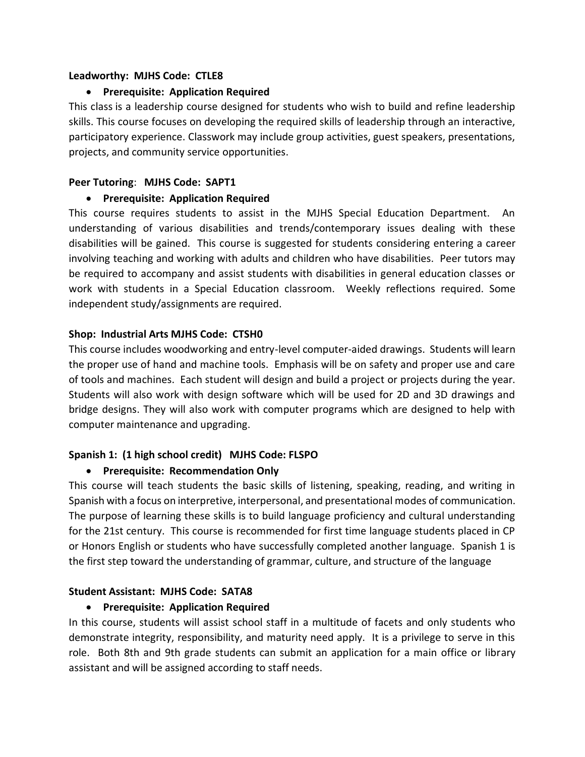**Leadworthy: MJHS Code: CTLE8**

- **Prerequisite: Application Required**

This class is a leadership course designed for students who wish to build and refine leadership skills. This course focuses on developing the required skills of leadership through an interactive, participatory experience. Classwork may include group activities, guest speakers, presentations, projects, and community service opportunities.

**Peer Tutoring**: **MJHS Code: SAPT1**

- **Prerequisite: Application Required**

This course requires students to assist in the MJHS Special Education Department. An understanding of various disabilities and trends/contemporary issues dealing with these disabilities will be gained. This course is suggested for students considering entering a career involving teaching and working with adults and children who have disabilities. Peer tutors may be required to accompany and assist students with disabilities in general education classes or work with students in a Special Education classroom. Weekly reflections required. Some independent study/assignments are required.

**Shop: Industrial Arts MJHS Code: CTSH0**

This course includes woodworking and entry-level computer-aided drawings. Students will learn the proper use of hand and machine tools. Emphasis will be on safety and proper use and care of tools and machines. Each student will design and build a project or projects during the year. Students will also work with design software which will be used for 2D and 3D drawings and bridge designs. They will also work with computer programs which are designed to help with computer maintenance and upgrading.

**Spanish 1: (1 high school credit) MJHS Code: FLSPO**

- **Prerequisite: Recommendation Only**

This course will teach students the basic skills of listening, speaking, reading, and writing in Spanish with a focus on interpretive, interpersonal, and presentational modes of communication. The purpose of learning these skills is to build language proficiency and cultural understanding for the 21st century. This course is recommended for first time language students placed in CP or Honors English or students who have successfully completed another language. Spanish 1 is the first step toward the understanding of grammar, culture, and structure of the language

**Student Assistant: MJHS Code: SATA8**

- **Prerequisite: Application Required**

In this course, students will assist school staff in a multitude of facets and only students who demonstrate integrity, responsibility, and maturity need apply. It is a privilege to serve in this role. Both 8th and 9th grade students can submit an application for a main office or library assistant and will be assigned according to staff needs.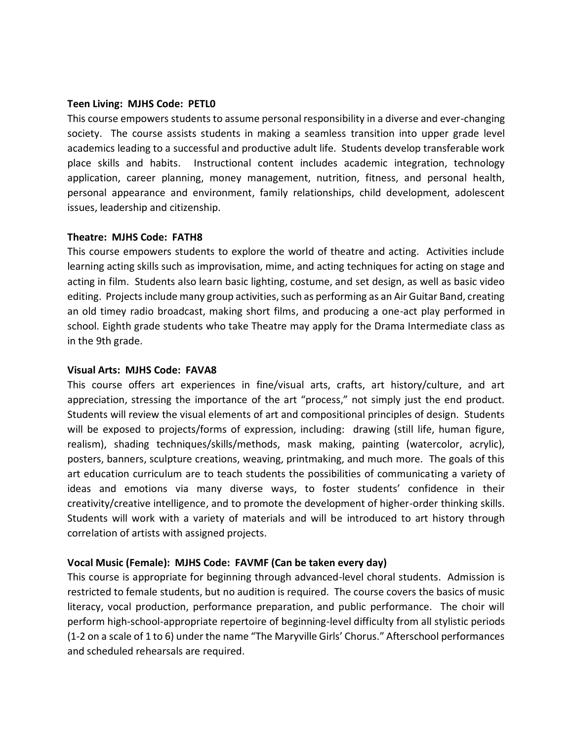**Teen Living: MJHS Code: PETL0**

This course empowers students to assume personal responsibility in a diverse and ever-changing society. The course assists students in making a seamless transition into upper grade level academics leading to a successful and productive adult life. Students develop transferable work place skills and habits. Instructional content includes academic integration, technology application, career planning, money management, nutrition, fitness, and personal health, personal appearance and environment, family relationships, child development, adolescent issues, leadership and citizenship.

**Theatre: MJHS Code: FATH8**

This course empowers students to explore the world of theatre and acting. Activities include learning acting skills such as improvisation, mime, and acting techniques for acting on stage and acting in film. Students also learn basic lighting, costume, and set design, as well as basic video editing. Projects include many group activities, such as performing as an Air Guitar Band, creating an old timey radio broadcast, making short films, and producing a one-act play performed in school. Eighth grade students who take Theatre may apply for the Drama Intermediate class as in the 9th grade.

**Visual Arts: MJHS Code: FAVA8**

This course offers art experiences in fine/visual arts, crafts, art history/culture, and art appreciation, stressing the importance of the art "process," not simply just the end product. Students will review the visual elements of art and compositional principles of design. Students will be exposed to projects/forms of expression, including: drawing (still life, human figure, realism), shading techniques/skills/methods, mask making, painting (watercolor, acrylic), posters, banners, sculpture creations, weaving, printmaking, and much more. The goals of this art education curriculum are to teach students the possibilities of communicating a variety of ideas and emotions via many diverse ways, to foster students' confidence in their creativity/creative intelligence, and to promote the development of higher-order thinking skills. Students will work with a variety of materials and will be introduced to art history through correlation of artists with assigned projects.

**Vocal Music (Female): MJHS Code: FAVMF (Can be taken every day)**

This course is appropriate for beginning through advanced-level choral students. Admission is restricted to female students, but no audition is required. The course covers the basics of music literacy, vocal production, performance preparation, and public performance. The choir will perform high-school-appropriate repertoire of beginning-level difficulty from all stylistic periods (1-2 on a scale of 1 to 6) under the name "The Maryville Girls' Chorus." Afterschool performances and scheduled rehearsals are required.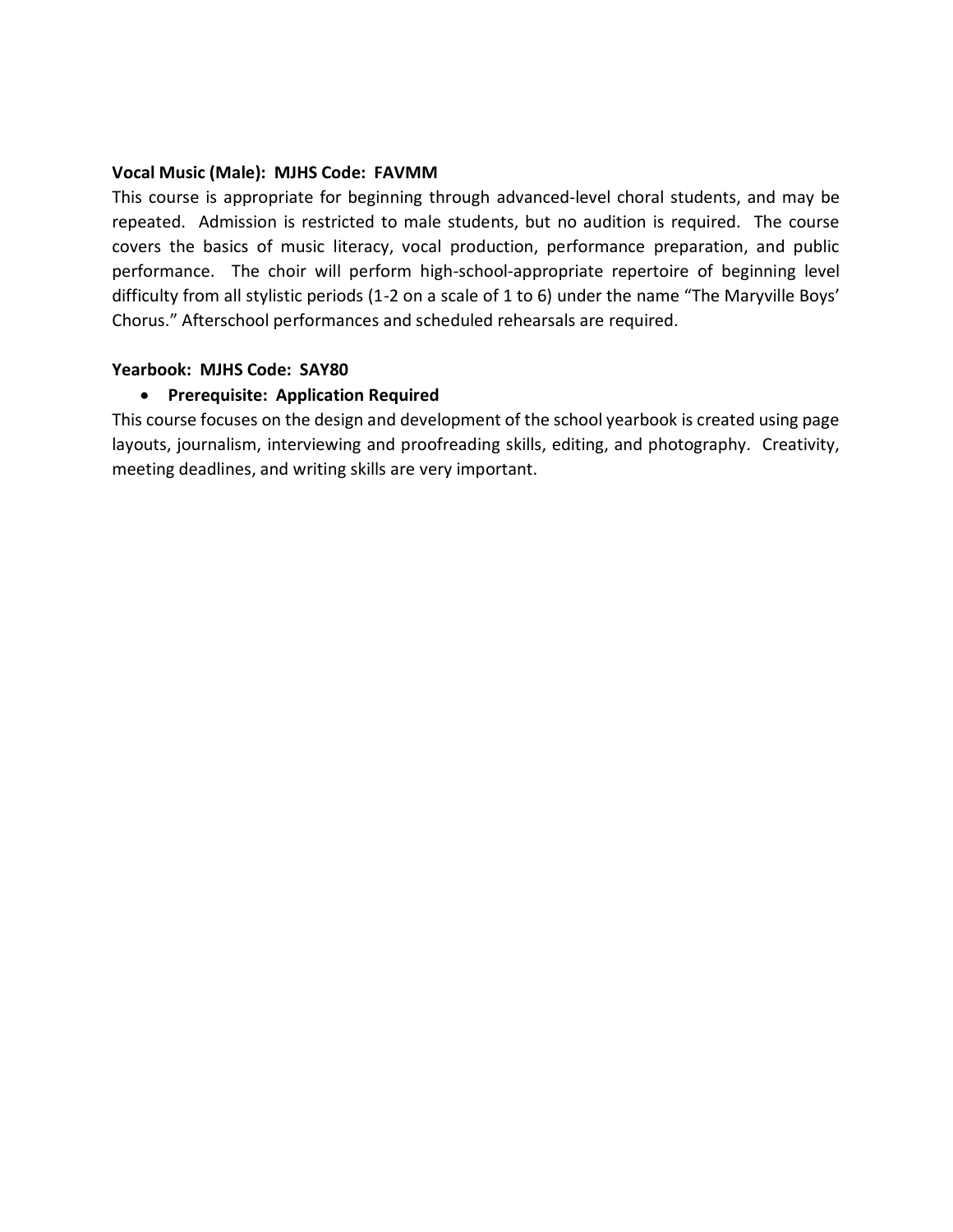**Vocal Music (Male): MJHS Code: FAVMM**

This course is appropriate for beginning through advanced-level choral students, and may be repeated. Admission is restricted to male students, but no audition is required. The course covers the basics of music literacy, vocal production, performance preparation, and public performance. The choir will perform high-school-appropriate repertoire of beginning level difficulty from all stylistic periods (1-2 on a scale of 1 to 6) under the name "The Maryville Boys' Chorus." Afterschool performances and scheduled rehearsals are required.

**Yearbook: MJHS Code: SAY80**

- **Prerequisite: Application Required**

This course focuses on the design and development of the school yearbook is created using page layouts, journalism, interviewing and proofreading skills, editing, and photography. Creativity, meeting deadlines, and writing skills are very important.